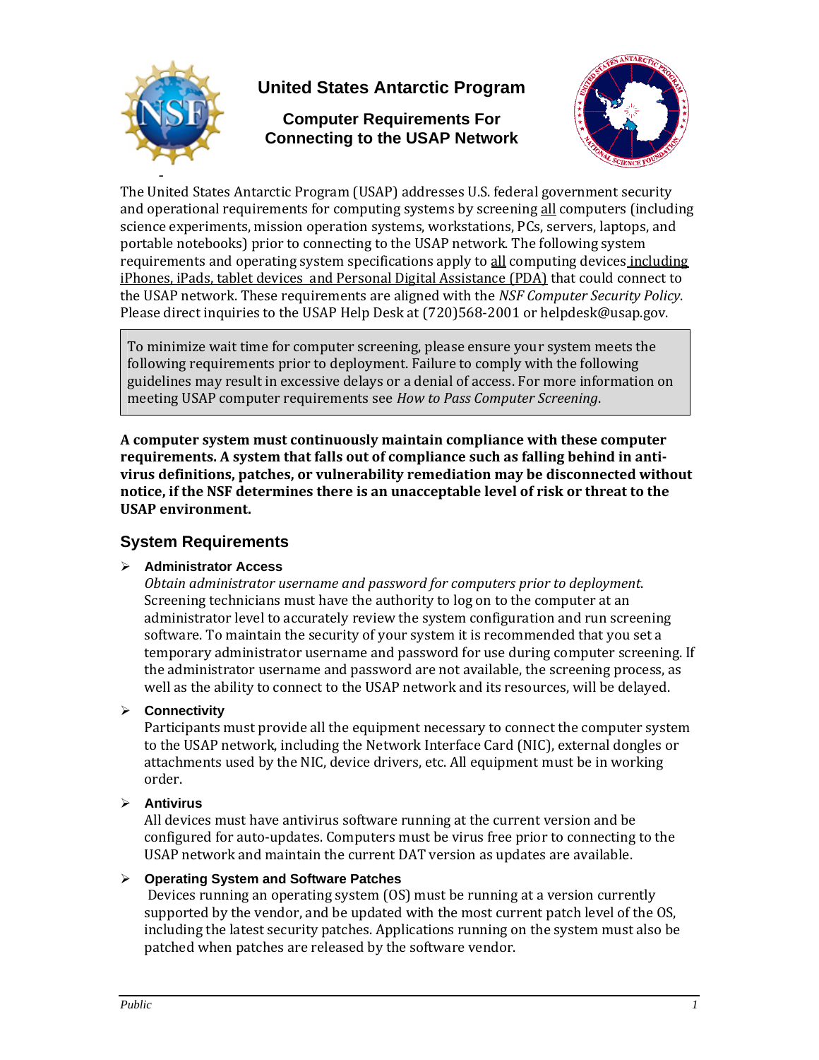# United States Antarctic Program

## Computer Requirements For Connecting to the USAP Network

The United States Antarctic Program (USAP) addresses U.S. federal government security and operational requirements for computing systems by screening all computers (including science experiments, mission operation systems, workstations, PCs, servers, laptops, and portable notebooks) prior to connecting to the USAP network. The following system requirements and operating system specifications apply to all computing devices including iPhones, iPads, tablet devices and Personal Digital Assistance (PDA) that could connect to the USAP network. These requirements are aligned with the *NSF Computer Security Policy*. Please direct inquiries to the USAP Help Desk at (720)568-2001 or helpdesk@usap.gov.

> To minimize wait time for computer screening, please ensure your system meets the following requirements prior to deployment. Failure to comply with the following guidelines may result in excessive delays or a denial of access. For more information on meeting USAP computer requirements see *How to Pass Computer Screening*.

**A computer system must continuously maintain compliance with these computer requirements. A system that falls out of compliance such as falling behind in anti-virus definitions, patches, or vulnerability remediation may be disconnected without notice, if the NSF determines there is an unacceptable level of risk or threat to the USAP environment.**

## System Requirements

- **Administrator Access**
  *Obtain administrator username and password for computers prior to deployment.* Screening technicians must have the authority to log on to the computer at an administrator level to accurately review the system configuration and run screening software. To maintain the security of your system it is recommended that you set a temporary administrator username and password for use during computer screening. If the administrator username and password are not available, the screening process, as well as the ability to connect to the USAP network and its resources, will be delayed.

- **Connectivity**
  Participants must provide all the equipment necessary to connect the computer system to the USAP network, including the Network Interface Card (NIC), external dongles or attachments used by the NIC, device drivers, etc. All equipment must be in working order.

- **Antivirus**
  All devices must have antivirus software running at the current version and be configured for auto-updates. Computers must be virus free prior to connecting to the USAP network and maintain the current DAT version as updates are available.

- **Operating System and Software Patches**
  Devices running an operating system (OS) must be running at a version currently supported by the vendor, and be updated with the most current patch level of the OS, including the latest security patches. Applications running on the system must also be patched when patches are released by the software vendor.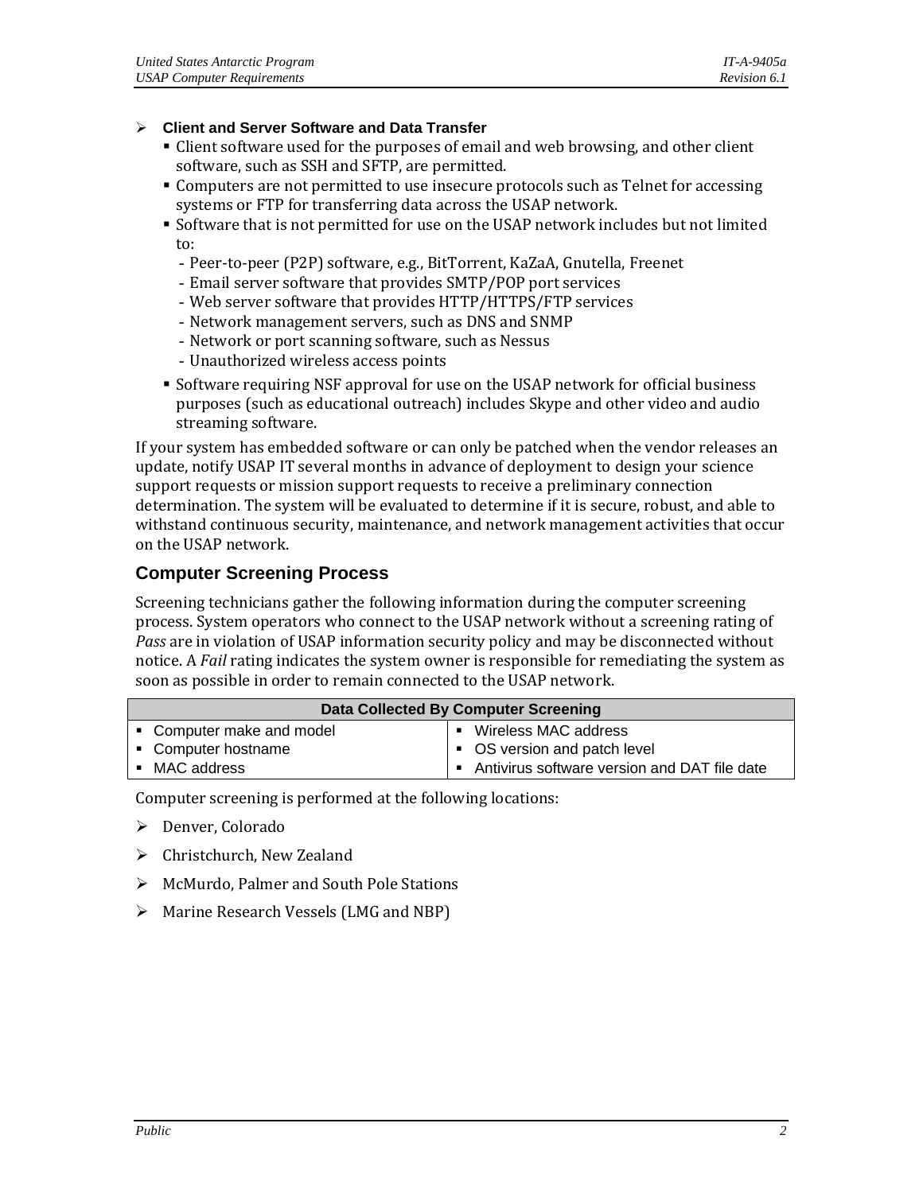- **Client and Server Software and Data Transfer**
  - Client software used for the purposes of email and web browsing, and other client software, such as SSH and SFTP, are permitted.
  - Computers are not permitted to use insecure protocols such as Telnet for accessing systems or FTP for transferring data across the USAP network.
  - Software that is not permitted for use on the USAP network includes but not limited to:
    - Peer-to-peer (P2P) software, e.g., BitTorrent, KaZaA, Gnutella, Freenet
    - Email server software that provides SMTP/POP port services
    - Web server software that provides HTTP/HTTPS/FTP services
    - Network management servers, such as DNS and SNMP
    - Network or port scanning software, such as Nessus
    - Unauthorized wireless access points
  - Software requiring NSF approval for use on the USAP network for official business purposes (such as educational outreach) includes Skype and other video and audio streaming software.

If your system has embedded software or can only be patched when the vendor releases an update, notify USAP IT several months in advance of deployment to design your science support requests or mission support requests to receive a preliminary connection determination. The system will be evaluated to determine if it is secure, robust, and able to withstand continuous security, maintenance, and network management activities that occur on the USAP network.

## Computer Screening Process

Screening technicians gather the following information during the computer screening process. System operators who connect to the USAP network without a screening rating of *Pass* are in violation of USAP information security policy and may be disconnected without notice. A *Fail* rating indicates the system owner is responsible for remediating the system as soon as possible in order to remain connected to the USAP network.

| Data Collected By Computer Screening | |
|---|---|
| ▪ Computer make and model | ▪ Wireless MAC address |
| ▪ Computer hostname | ▪ OS version and patch level |
| ▪ MAC address | ▪ Antivirus software version and DAT file date |

Computer screening is performed at the following locations:

- Denver, Colorado
- Christchurch, New Zealand
- McMurdo, Palmer and South Pole Stations
- Marine Research Vessels (LMG and NBP)